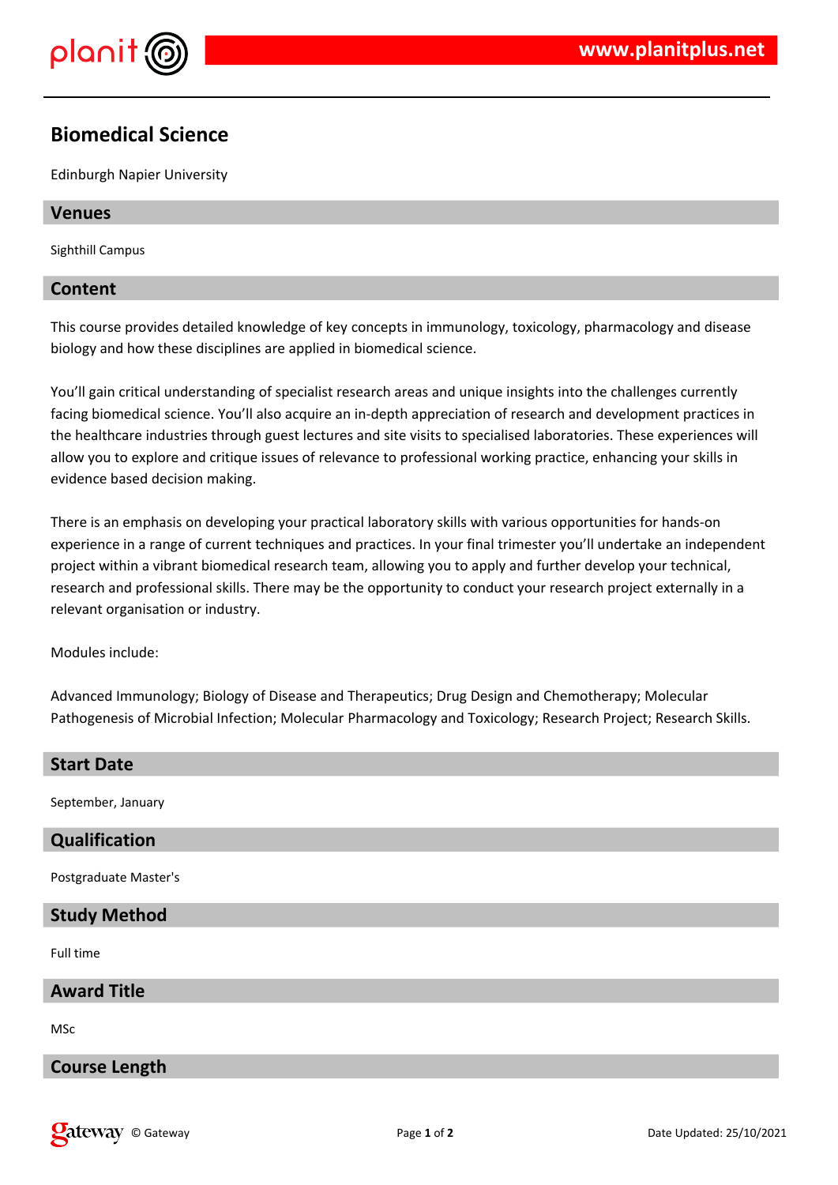# Biomedical Science

Edinburgh Napier University

## Venues

Sighthill Campus

## Content

This course provides detailed knowledge of key concepts in immunology, toxicology, pharmacology and disease biology and how these disciplines are applied in biomedical science.

You'll gain critical understanding of specialist research areas and unique insights into the challenges currently facing biomedical science. You'll also acquire an in-depth appreciation of research and development practices in the healthcare industries through guest lectures and site visits to specialised laboratories. These experiences will allow you to explore and critique issues of relevance to professional working practice, enhancing your skills in evidence based decision making.

There is an emphasis on developing your practical laboratory skills with various opportunities for hands-on experience in a range of current techniques and practices. In your final trimester you'll undertake an independent project within a vibrant biomedical research team, allowing you to apply and further develop your technical, research and professional skills. There may be the opportunity to conduct your research project externally in a relevant organisation or industry.

Modules include:

Advanced Immunology; Biology of Disease and Therapeutics; Drug Design and Chemotherapy; Molecular Pathogenesis of Microbial Infection; Molecular Pharmacology and Toxicology; Research Project; Research Skills.

## Start Date

September, January

## Qualification

Postgraduate Master's

## Study Method

Full time

## Award Title

MSc

## Course Length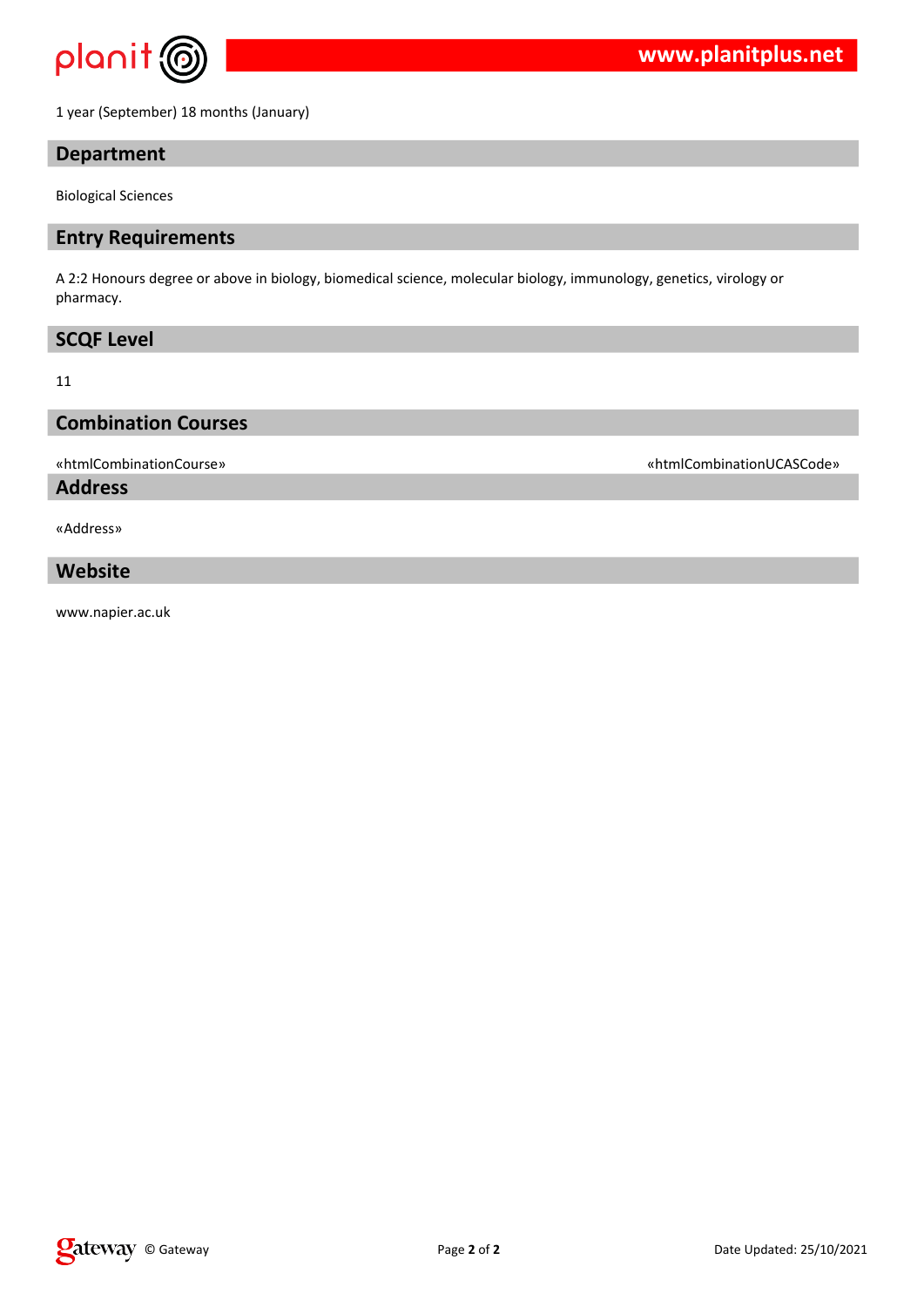1 year (September) 18 months (January)

## Department

Biological Sciences

## Entry Requirements

A 2:2 Honours degree or above in biology, biomedical science, molecular biology, immunology, genetics, virology or pharmacy.

## SCQF Level

11

## Combination Courses

«htmlCombinationCourse» «htmlCombinationUCASCode»

## Address

«Address»

## Website

www.napier.ac.uk